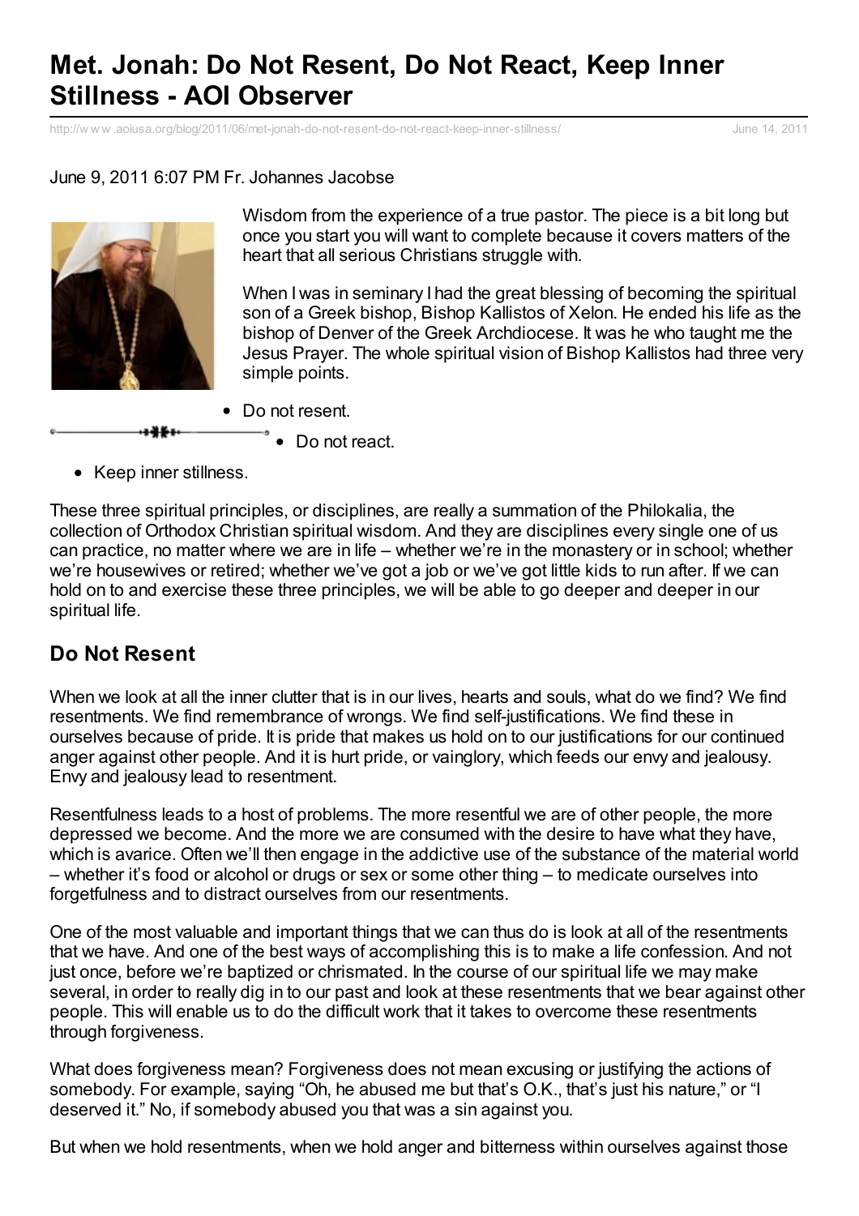# Met. Jonah: Do Not Resent, Do Not React, Keep Inner Stillness - AOI Observer

http://www.aoiusa.org/blog/2011/06/met-jonah-do-not-resent-do-not-react-keep-inner-stillness/ June 14, 2011

June 9, 2011 6:07 PM Fr. Johannes Jacobse

Wisdom from the experience of a true pastor. The piece is a bit long but once you start you will want to complete because it covers matters of the heart that all serious Christians struggle with.

When I was in seminary I had the great blessing of becoming the spiritual son of a Greek bishop, Bishop Kallistos of Xelon. He ended his life as the bishop of Denver of the Greek Archdiocese. It was he who taught me the Jesus Prayer. The whole spiritual vision of Bishop Kallistos had three very simple points.

- Do not resent.
- Do not react.
- Keep inner stillness.

These three spiritual principles, or disciplines, are really a summation of the Philokalia, the collection of Orthodox Christian spiritual wisdom. And they are disciplines every single one of us can practice, no matter where we are in life – whether we're in the monastery or in school; whether we're housewives or retired; whether we've got a job or we've got little kids to run after. If we can hold on to and exercise these three principles, we will be able to go deeper and deeper in our spiritual life.

## Do Not Resent

When we look at all the inner clutter that is in our lives, hearts and souls, what do we find? We find resentments. We find remembrance of wrongs. We find self-justifications. We find these in ourselves because of pride. It is pride that makes us hold on to our justifications for our continued anger against other people. And it is hurt pride, or vainglory, which feeds our envy and jealousy. Envy and jealousy lead to resentment.

Resentfulness leads to a host of problems. The more resentful we are of other people, the more depressed we become. And the more we are consumed with the desire to have what they have, which is avarice. Often we'll then engage in the addictive use of the substance of the material world – whether it's food or alcohol or drugs or sex or some other thing – to medicate ourselves into forgetfulness and to distract ourselves from our resentments.

One of the most valuable and important things that we can thus do is look at all of the resentments that we have. And one of the best ways of accomplishing this is to make a life confession. And not just once, before we're baptized or chrismated. In the course of our spiritual life we may make several, in order to really dig in to our past and look at these resentments that we bear against other people. This will enable us to do the difficult work that it takes to overcome these resentments through forgiveness.

What does forgiveness mean? Forgiveness does not mean excusing or justifying the actions of somebody. For example, saying "Oh, he abused me but that's O.K., that's just his nature," or "I deserved it." No, if somebody abused you that was a sin against you.

But when we hold resentments, when we hold anger and bitterness within ourselves against those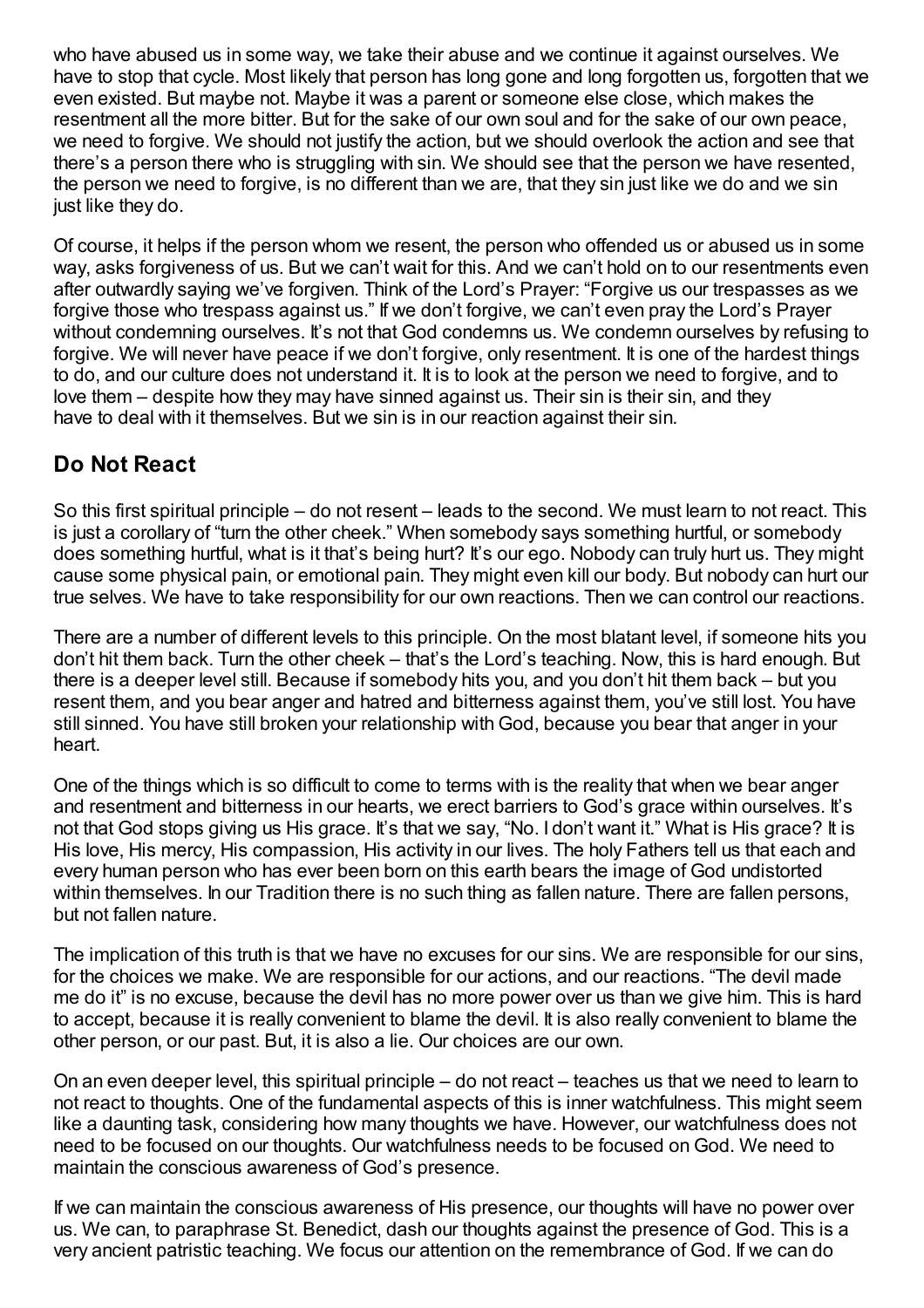who have abused us in some way, we take their abuse and we continue it against ourselves. We have to stop that cycle. Most likely that person has long gone and long forgotten us, forgotten that we even existed. But maybe not. Maybe it was a parent or someone else close, which makes the resentment all the more bitter. But for the sake of our own soul and for the sake of our own peace, we need to forgive. We should not justify the action, but we should overlook the action and see that there's a person there who is struggling with sin. We should see that the person we have resented, the person we need to forgive, is no different than we are, that they sin just like we do and we sin just like they do.

Of course, it helps if the person whom we resent, the person who offended us or abused us in some way, asks forgiveness of us. But we can't wait for this. And we can't hold on to our resentments even after outwardly saying we've forgiven. Think of the Lord's Prayer: "Forgive us our trespasses as we forgive those who trespass against us." If we don't forgive, we can't even pray the Lord's Prayer without condemning ourselves. It's not that God condemns us. We condemn ourselves by refusing to forgive. We will never have peace if we don't forgive, only resentment. It is one of the hardest things to do, and our culture does not understand it. It is to look at the person we need to forgive, and to love them – despite how they may have sinned against us. Their sin is their sin, and they have to deal with it themselves. But we sin is in our reaction against their sin.

## Do Not React

So this first spiritual principle – do not resent – leads to the second. We must learn to not react. This is just a corollary of "turn the other cheek." When somebody says something hurtful, or somebody does something hurtful, what is it that's being hurt? It's our ego. Nobody can truly hurt us. They might cause some physical pain, or emotional pain. They might even kill our body. But nobody can hurt our true selves. We have to take responsibility for our own reactions. Then we can control our reactions.

There are a number of different levels to this principle. On the most blatant level, if someone hits you don't hit them back. Turn the other cheek – that's the Lord's teaching. Now, this is hard enough. But there is a deeper level still. Because if somebody hits you, and you don't hit them back – but you resent them, and you bear anger and hatred and bitterness against them, you've still lost. You have still sinned. You have still broken your relationship with God, because you bear that anger in your heart.

One of the things which is so difficult to come to terms with is the reality that when we bear anger and resentment and bitterness in our hearts, we erect barriers to God's grace within ourselves. It's not that God stops giving us His grace. It's that we say, "No. I don't want it." What is His grace? It is His love, His mercy, His compassion, His activity in our lives. The holy Fathers tell us that each and every human person who has ever been born on this earth bears the image of God undistorted within themselves. In our Tradition there is no such thing as fallen nature. There are fallen persons, but not fallen nature.

The implication of this truth is that we have no excuses for our sins. We are responsible for our sins, for the choices we make. We are responsible for our actions, and our reactions. "The devil made me do it" is no excuse, because the devil has no more power over us than we give him. This is hard to accept, because it is really convenient to blame the devil. It is also really convenient to blame the other person, or our past. But, it is also a lie. Our choices are our own.

On an even deeper level, this spiritual principle – do not react – teaches us that we need to learn to not react to thoughts. One of the fundamental aspects of this is inner watchfulness. This might seem like a daunting task, considering how many thoughts we have. However, our watchfulness does not need to be focused on our thoughts. Our watchfulness needs to be focused on God. We need to maintain the conscious awareness of God's presence.

If we can maintain the conscious awareness of His presence, our thoughts will have no power over us. We can, to paraphrase St. Benedict, dash our thoughts against the presence of God. This is a very ancient patristic teaching. We focus our attention on the remembrance of God. If we can do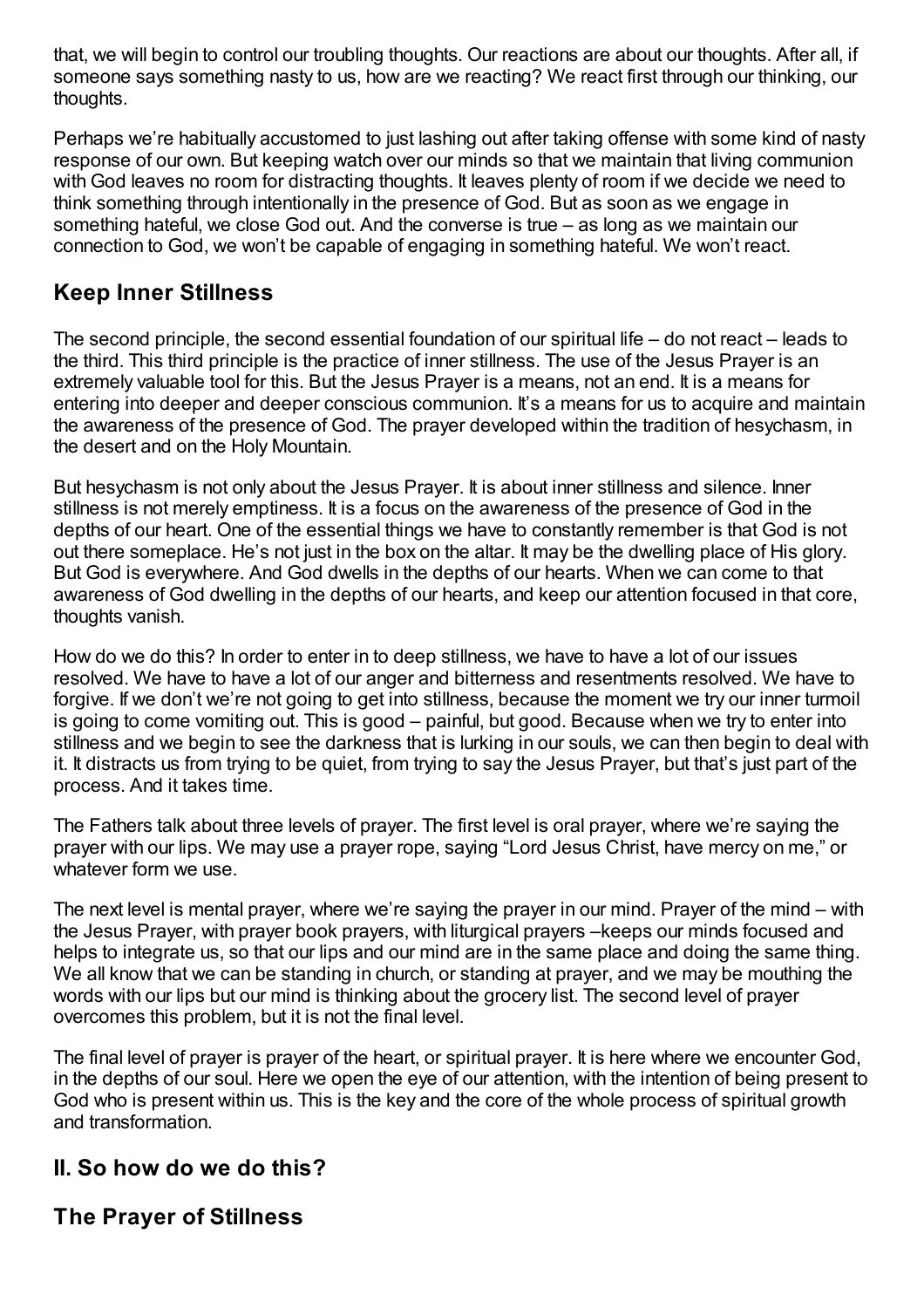that, we will begin to control our troubling thoughts. Our reactions are about our thoughts. After all, if someone says something nasty to us, how are we reacting? We react first through our thinking, our thoughts.

Perhaps we're habitually accustomed to just lashing out after taking offense with some kind of nasty response of our own. But keeping watch over our minds so that we maintain that living communion with God leaves no room for distracting thoughts. It leaves plenty of room if we decide we need to think something through intentionally in the presence of God. But as soon as we engage in something hateful, we close God out. And the converse is true – as long as we maintain our connection to God, we won't be capable of engaging in something hateful. We won't react.

## Keep Inner Stillness

The second principle, the second essential foundation of our spiritual life – do not react – leads to the third. This third principle is the practice of inner stillness. The use of the Jesus Prayer is an extremely valuable tool for this. But the Jesus Prayer is a means, not an end. It is a means for entering into deeper and deeper conscious communion. It's a means for us to acquire and maintain the awareness of the presence of God. The prayer developed within the tradition of hesychasm, in the desert and on the Holy Mountain.

But hesychasm is not only about the Jesus Prayer. It is about inner stillness and silence. Inner stillness is not merely emptiness. It is a focus on the awareness of the presence of God in the depths of our heart. One of the essential things we have to constantly remember is that God is not out there someplace. He's not just in the box on the altar. It may be the dwelling place of His glory. But God is everywhere. And God dwells in the depths of our hearts. When we can come to that awareness of God dwelling in the depths of our hearts, and keep our attention focused in that core, thoughts vanish.

How do we do this? In order to enter in to deep stillness, we have to have a lot of our issues resolved. We have to have a lot of our anger and bitterness and resentments resolved. We have to forgive. If we don't we're not going to get into stillness, because the moment we try our inner turmoil is going to come vomiting out. This is good – painful, but good. Because when we try to enter into stillness and we begin to see the darkness that is lurking in our souls, we can then begin to deal with it. It distracts us from trying to be quiet, from trying to say the Jesus Prayer, but that's just part of the process. And it takes time.

The Fathers talk about three levels of prayer. The first level is oral prayer, where we're saying the prayer with our lips. We may use a prayer rope, saying "Lord Jesus Christ, have mercy on me," or whatever form we use.

The next level is mental prayer, where we're saying the prayer in our mind. Prayer of the mind – with the Jesus Prayer, with prayer book prayers, with liturgical prayers –keeps our minds focused and helps to integrate us, so that our lips and our mind are in the same place and doing the same thing. We all know that we can be standing in church, or standing at prayer, and we may be mouthing the words with our lips but our mind is thinking about the grocery list. The second level of prayer overcomes this problem, but it is not the final level.

The final level of prayer is prayer of the heart, or spiritual prayer. It is here where we encounter God, in the depths of our soul. Here we open the eye of our attention, with the intention of being present to God who is present within us. This is the key and the core of the whole process of spiritual growth and transformation.

## II. So how do we do this?

## The Prayer of Stillness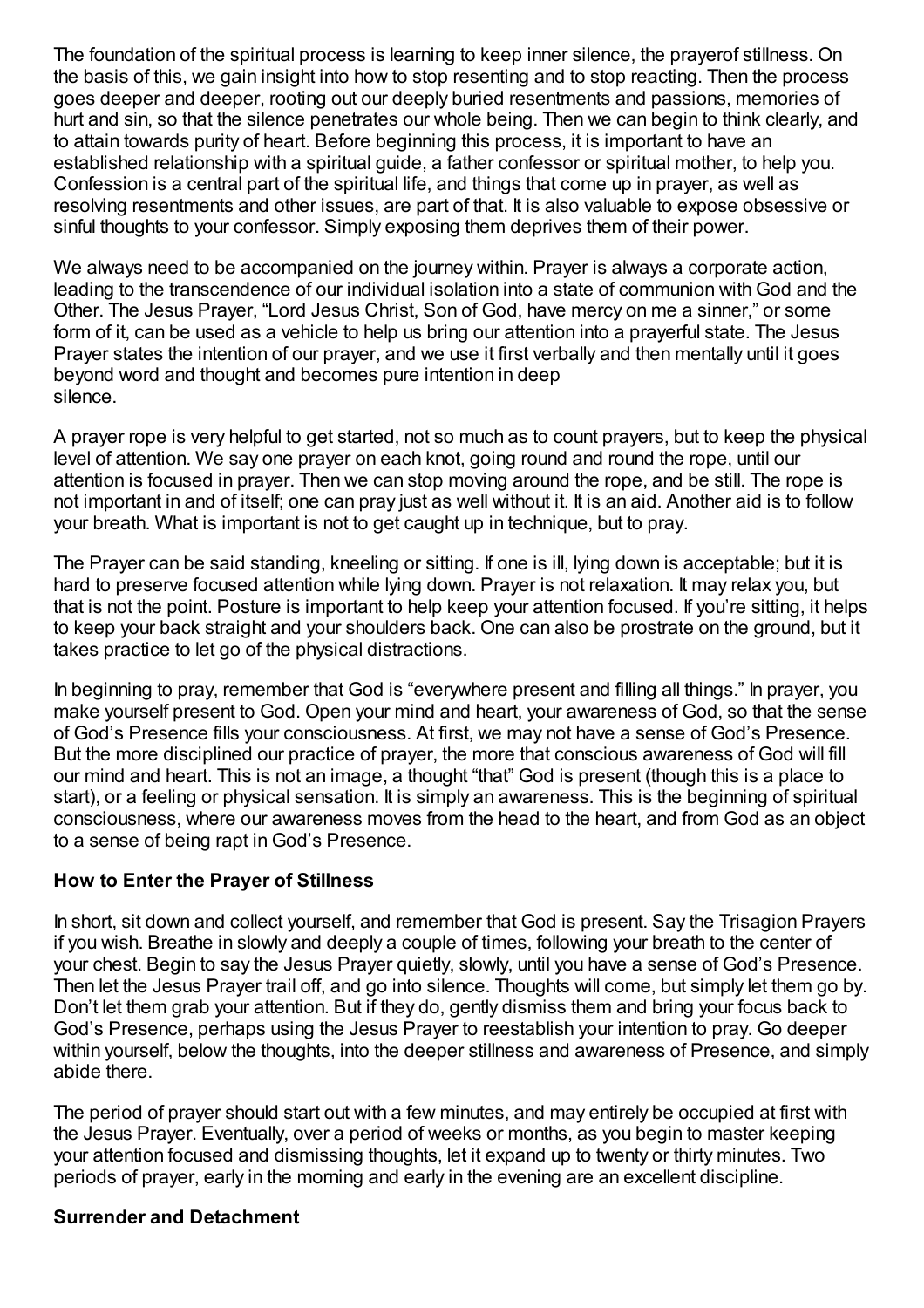The foundation of the spiritual process is learning to keep inner silence, the prayerof stillness. On the basis of this, we gain insight into how to stop resenting and to stop reacting. Then the process goes deeper and deeper, rooting out our deeply buried resentments and passions, memories of hurt and sin, so that the silence penetrates our whole being. Then we can begin to think clearly, and to attain towards purity of heart. Before beginning this process, it is important to have an established relationship with a spiritual guide, a father confessor or spiritual mother, to help you. Confession is a central part of the spiritual life, and things that come up in prayer, as well as resolving resentments and other issues, are part of that. It is also valuable to expose obsessive or sinful thoughts to your confessor. Simply exposing them deprives them of their power.

We always need to be accompanied on the journey within. Prayer is always a corporate action, leading to the transcendence of our individual isolation into a state of communion with God and the Other. The Jesus Prayer, "Lord Jesus Christ, Son of God, have mercy on me a sinner," or some form of it, can be used as a vehicle to help us bring our attention into a prayerful state. The Jesus Prayer states the intention of our prayer, and we use it first verbally and then mentally until it goes beyond word and thought and becomes pure intention in deep silence.

A prayer rope is very helpful to get started, not so much as to count prayers, but to keep the physical level of attention. We say one prayer on each knot, going round and round the rope, until our attention is focused in prayer. Then we can stop moving around the rope, and be still. The rope is not important in and of itself; one can pray just as well without it. It is an aid. Another aid is to follow your breath. What is important is not to get caught up in technique, but to pray.

The Prayer can be said standing, kneeling or sitting. If one is ill, lying down is acceptable; but it is hard to preserve focused attention while lying down. Prayer is not relaxation. It may relax you, but that is not the point. Posture is important to help keep your attention focused. If you're sitting, it helps to keep your back straight and your shoulders back. One can also be prostrate on the ground, but it takes practice to let go of the physical distractions.

In beginning to pray, remember that God is "everywhere present and filling all things." In prayer, you make yourself present to God. Open your mind and heart, your awareness of God, so that the sense of God's Presence fills your consciousness. At first, we may not have a sense of God's Presence. But the more disciplined our practice of prayer, the more that conscious awareness of God will fill our mind and heart. This is not an image, a thought "that" God is present (though this is a place to start), or a feeling or physical sensation. It is simply an awareness. This is the beginning of spiritual consciousness, where our awareness moves from the head to the heart, and from God as an object to a sense of being rapt in God's Presence.

### How to Enter the Prayer of Stillness

In short, sit down and collect yourself, and remember that God is present. Say the Trisagion Prayers if you wish. Breathe in slowly and deeply a couple of times, following your breath to the center of your chest. Begin to say the Jesus Prayer quietly, slowly, until you have a sense of God's Presence. Then let the Jesus Prayer trail off, and go into silence. Thoughts will come, but simply let them go by. Don't let them grab your attention. But if they do, gently dismiss them and bring your focus back to God's Presence, perhaps using the Jesus Prayer to reestablish your intention to pray. Go deeper within yourself, below the thoughts, into the deeper stillness and awareness of Presence, and simply abide there.

The period of prayer should start out with a few minutes, and may entirely be occupied at first with the Jesus Prayer. Eventually, over a period of weeks or months, as you begin to master keeping your attention focused and dismissing thoughts, let it expand up to twenty or thirty minutes. Two periods of prayer, early in the morning and early in the evening are an excellent discipline.

### Surrender and Detachment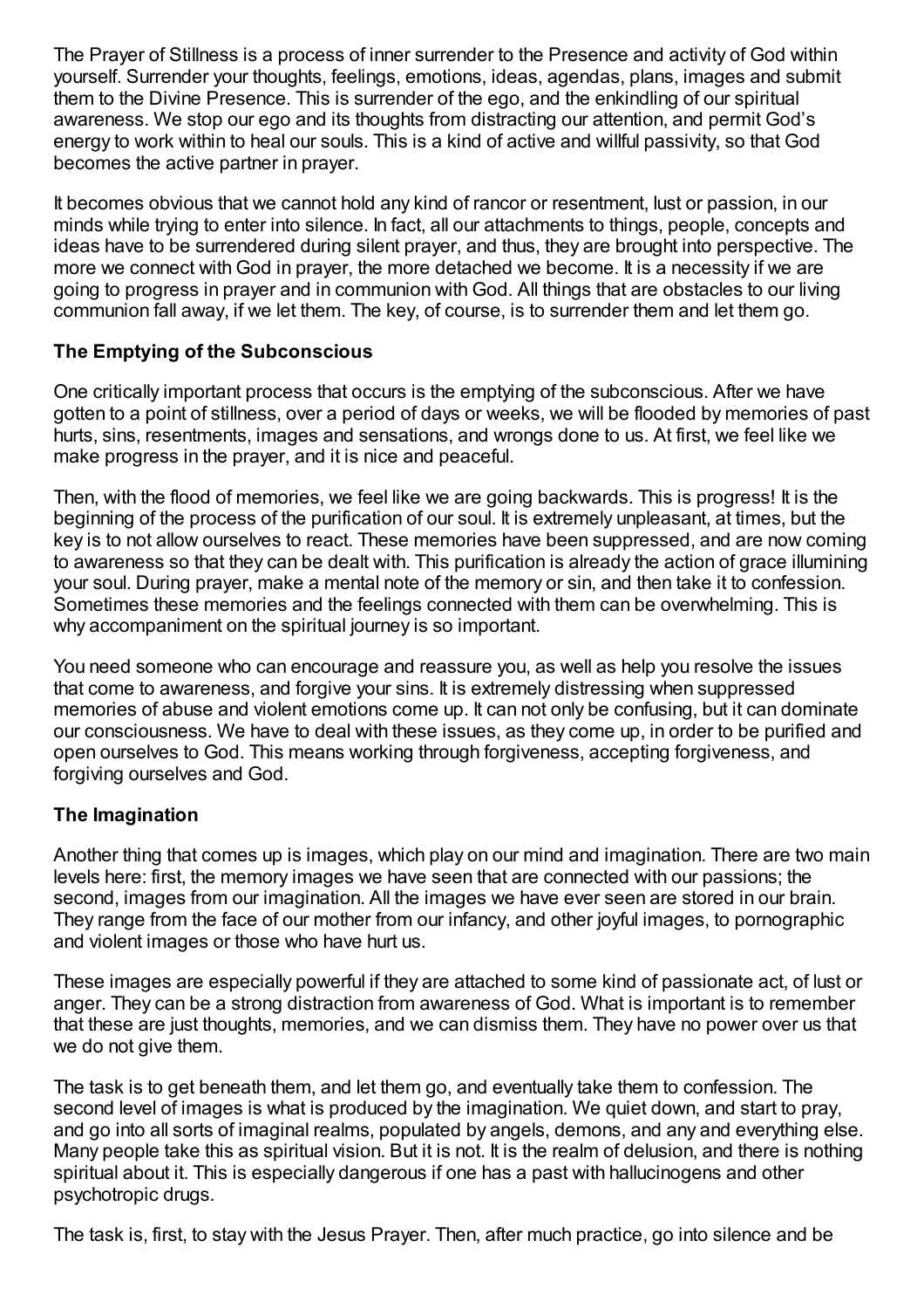The Prayer of Stillness is a process of inner surrender to the Presence and activity of God within yourself. Surrender your thoughts, feelings, emotions, ideas, agendas, plans, images and submit them to the Divine Presence. This is surrender of the ego, and the enkindling of our spiritual awareness. We stop our ego and its thoughts from distracting our attention, and permit God's energy to work within to heal our souls. This is a kind of active and willful passivity, so that God becomes the active partner in prayer.

It becomes obvious that we cannot hold any kind of rancor or resentment, lust or passion, in our minds while trying to enter into silence. In fact, all our attachments to things, people, concepts and ideas have to be surrendered during silent prayer, and thus, they are brought into perspective. The more we connect with God in prayer, the more detached we become. It is a necessity if we are going to progress in prayer and in communion with God. All things that are obstacles to our living communion fall away, if we let them. The key, of course, is to surrender them and let them go.

### The Emptying of the Subconscious

One critically important process that occurs is the emptying of the subconscious. After we have gotten to a point of stillness, over a period of days or weeks, we will be flooded by memories of past hurts, sins, resentments, images and sensations, and wrongs done to us. At first, we feel like we make progress in the prayer, and it is nice and peaceful.

Then, with the flood of memories, we feel like we are going backwards. This is progress! It is the beginning of the process of the purification of our soul. It is extremely unpleasant, at times, but the key is to not allow ourselves to react. These memories have been suppressed, and are now coming to awareness so that they can be dealt with. This purification is already the action of grace illumining your soul. During prayer, make a mental note of the memory or sin, and then take it to confession. Sometimes these memories and the feelings connected with them can be overwhelming. This is why accompaniment on the spiritual journey is so important.

You need someone who can encourage and reassure you, as well as help you resolve the issues that come to awareness, and forgive your sins. It is extremely distressing when suppressed memories of abuse and violent emotions come up. It can not only be confusing, but it can dominate our consciousness. We have to deal with these issues, as they come up, in order to be purified and open ourselves to God. This means working through forgiveness, accepting forgiveness, and forgiving ourselves and God.

### The Imagination

Another thing that comes up is images, which play on our mind and imagination. There are two main levels here: first, the memory images we have seen that are connected with our passions; the second, images from our imagination. All the images we have ever seen are stored in our brain. They range from the face of our mother from our infancy, and other joyful images, to pornographic and violent images or those who have hurt us.

These images are especially powerful if they are attached to some kind of passionate act, of lust or anger. They can be a strong distraction from awareness of God. What is important is to remember that these are just thoughts, memories, and we can dismiss them. They have no power over us that we do not give them.

The task is to get beneath them, and let them go, and eventually take them to confession. The second level of images is what is produced by the imagination. We quiet down, and start to pray, and go into all sorts of imaginal realms, populated by angels, demons, and any and everything else. Many people take this as spiritual vision. But it is not. It is the realm of delusion, and there is nothing spiritual about it. This is especially dangerous if one has a past with hallucinogens and other psychotropic drugs.

The task is, first, to stay with the Jesus Prayer. Then, after much practice, go into silence and be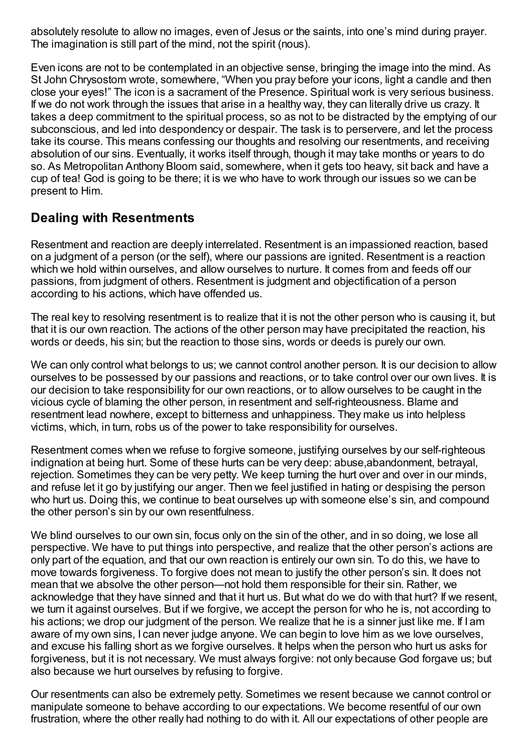absolutely resolute to allow no images, even of Jesus or the saints, into one's mind during prayer. The imagination is still part of the mind, not the spirit (nous).

Even icons are not to be contemplated in an objective sense, bringing the image into the mind. As St John Chrysostom wrote, somewhere, "When you pray before your icons, light a candle and then close your eyes!" The icon is a sacrament of the Presence. Spiritual work is very serious business. If we do not work through the issues that arise in a healthy way, they can literally drive us crazy. It takes a deep commitment to the spiritual process, so as not to be distracted by the emptying of our subconscious, and led into despondency or despair. The task is to perservere, and let the process take its course. This means confessing our thoughts and resolving our resentments, and receiving absolution of our sins. Eventually, it works itself through, though it may take months or years to do so. As Metropolitan Anthony Bloom said, somewhere, when it gets too heavy, sit back and have a cup of tea! God is going to be there; it is we who have to work through our issues so we can be present to Him.

## Dealing with Resentments

Resentment and reaction are deeply interrelated. Resentment is an impassioned reaction, based on a judgment of a person (or the self), where our passions are ignited. Resentment is a reaction which we hold within ourselves, and allow ourselves to nurture. It comes from and feeds off our passions, from judgment of others. Resentment is judgment and objectification of a person according to his actions, which have offended us.

The real key to resolving resentment is to realize that it is not the other person who is causing it, but that it is our own reaction. The actions of the other person may have precipitated the reaction, his words or deeds, his sin; but the reaction to those sins, words or deeds is purely our own.

We can only control what belongs to us; we cannot control another person. It is our decision to allow ourselves to be possessed by our passions and reactions, or to take control over our own lives. It is our decision to take responsibility for our own reactions, or to allow ourselves to be caught in the vicious cycle of blaming the other person, in resentment and self-righteousness. Blame and resentment lead nowhere, except to bitterness and unhappiness. They make us into helpless victims, which, in turn, robs us of the power to take responsibility for ourselves.

Resentment comes when we refuse to forgive someone, justifying ourselves by our self-righteous indignation at being hurt. Some of these hurts can be very deep: abuse,abandonment, betrayal, rejection. Sometimes they can be very petty. We keep turning the hurt over and over in our minds, and refuse let it go by justifying our anger. Then we feel justified in hating or despising the person who hurt us. Doing this, we continue to beat ourselves up with someone else's sin, and compound the other person's sin by our own resentfulness.

We blind ourselves to our own sin, focus only on the sin of the other, and in so doing, we lose all perspective. We have to put things into perspective, and realize that the other person's actions are only part of the equation, and that our own reaction is entirely our own sin. To do this, we have to move towards forgiveness. To forgive does not mean to justify the other person's sin. It does not mean that we absolve the other person—not hold them responsible for their sin. Rather, we acknowledge that they have sinned and that it hurt us. But what do we do with that hurt? If we resent, we turn it against ourselves. But if we forgive, we accept the person for who he is, not according to his actions; we drop our judgment of the person. We realize that he is a sinner just like me. If I am aware of my own sins, I can never judge anyone. We can begin to love him as we love ourselves, and excuse his falling short as we forgive ourselves. It helps when the person who hurt us asks for forgiveness, but it is not necessary. We must always forgive: not only because God forgave us; but also because we hurt ourselves by refusing to forgive.

Our resentments can also be extremely petty. Sometimes we resent because we cannot control or manipulate someone to behave according to our expectations. We become resentful of our own frustration, where the other really had nothing to do with it. All our expectations of other people are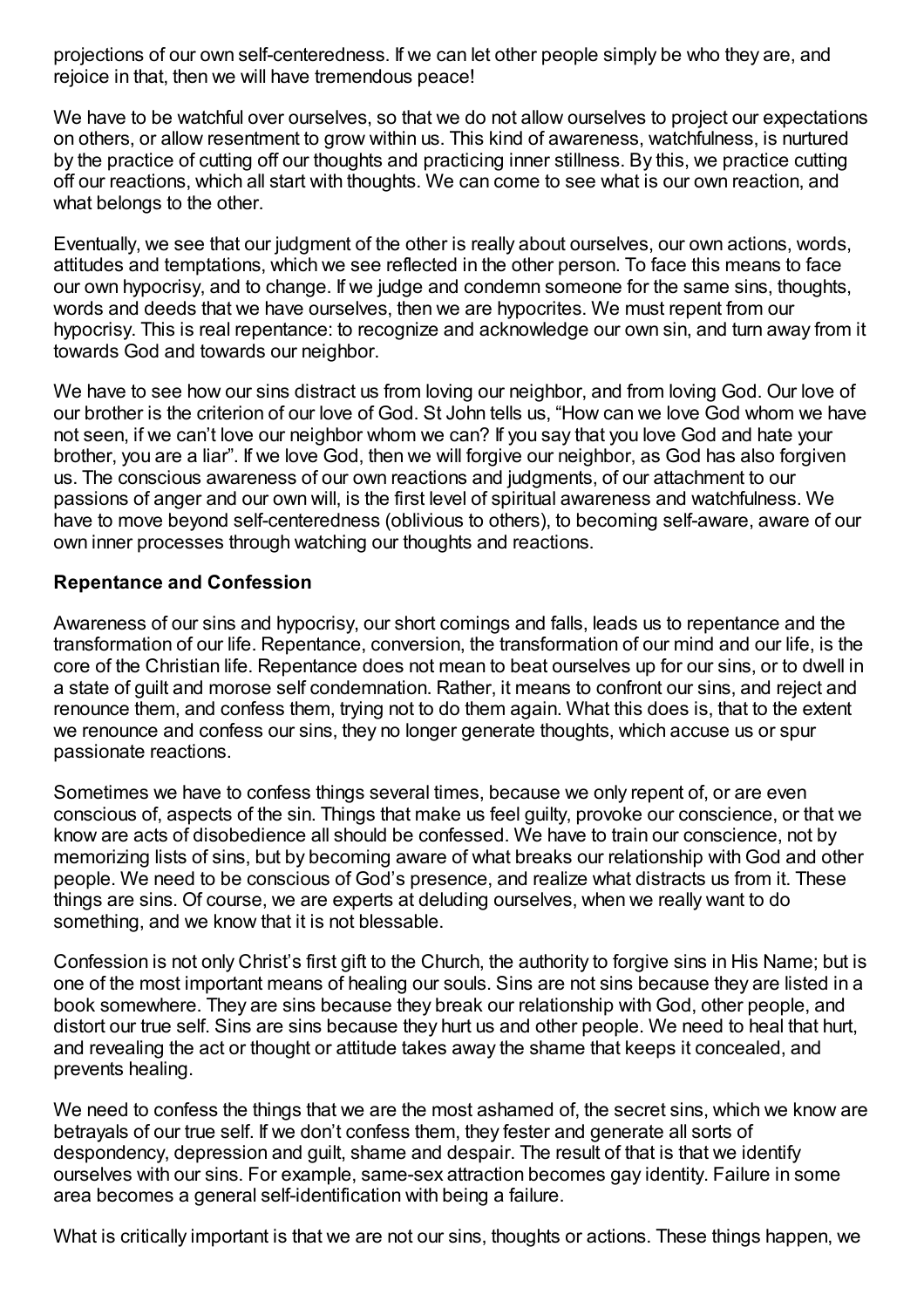projections of our own self-centeredness. If we can let other people simply be who they are, and rejoice in that, then we will have tremendous peace!

We have to be watchful over ourselves, so that we do not allow ourselves to project our expectations on others, or allow resentment to grow within us. This kind of awareness, watchfulness, is nurtured by the practice of cutting off our thoughts and practicing inner stillness. By this, we practice cutting off our reactions, which all start with thoughts. We can come to see what is our own reaction, and what belongs to the other.

Eventually, we see that our judgment of the other is really about ourselves, our own actions, words, attitudes and temptations, which we see reflected in the other person. To face this means to face our own hypocrisy, and to change. If we judge and condemn someone for the same sins, thoughts, words and deeds that we have ourselves, then we are hypocrites. We must repent from our hypocrisy. This is real repentance: to recognize and acknowledge our own sin, and turn away from it towards God and towards our neighbor.

We have to see how our sins distract us from loving our neighbor, and from loving God. Our love of our brother is the criterion of our love of God. St John tells us, "How can we love God whom we have not seen, if we can't love our neighbor whom we can? If you say that you love God and hate your brother, you are a liar". If we love God, then we will forgive our neighbor, as God has also forgiven us. The conscious awareness of our own reactions and judgments, of our attachment to our passions of anger and our own will, is the first level of spiritual awareness and watchfulness. We have to move beyond self-centeredness (oblivious to others), to becoming self-aware, aware of our own inner processes through watching our thoughts and reactions.

### Repentance and Confession

Awareness of our sins and hypocrisy, our short comings and falls, leads us to repentance and the transformation of our life. Repentance, conversion, the transformation of our mind and our life, is the core of the Christian life. Repentance does not mean to beat ourselves up for our sins, or to dwell in a state of guilt and morose self condemnation. Rather, it means to confront our sins, and reject and renounce them, and confess them, trying not to do them again. What this does is, that to the extent we renounce and confess our sins, they no longer generate thoughts, which accuse us or spur passionate reactions.

Sometimes we have to confess things several times, because we only repent of, or are even conscious of, aspects of the sin. Things that make us feel guilty, provoke our conscience, or that we know are acts of disobedience all should be confessed. We have to train our conscience, not by memorizing lists of sins, but by becoming aware of what breaks our relationship with God and other people. We need to be conscious of God's presence, and realize what distracts us from it. These things are sins. Of course, we are experts at deluding ourselves, when we really want to do something, and we know that it is not blessable.

Confession is not only Christ's first gift to the Church, the authority to forgive sins in His Name; but is one of the most important means of healing our souls. Sins are not sins because they are listed in a book somewhere. They are sins because they break our relationship with God, other people, and distort our true self. Sins are sins because they hurt us and other people. We need to heal that hurt, and revealing the act or thought or attitude takes away the shame that keeps it concealed, and prevents healing.

We need to confess the things that we are the most ashamed of, the secret sins, which we know are betrayals of our true self. If we don't confess them, they fester and generate all sorts of despondency, depression and guilt, shame and despair. The result of that is that we identify ourselves with our sins. For example, same-sex attraction becomes gay identity. Failure in some area becomes a general self-identification with being a failure.

What is critically important is that we are not our sins, thoughts or actions. These things happen, we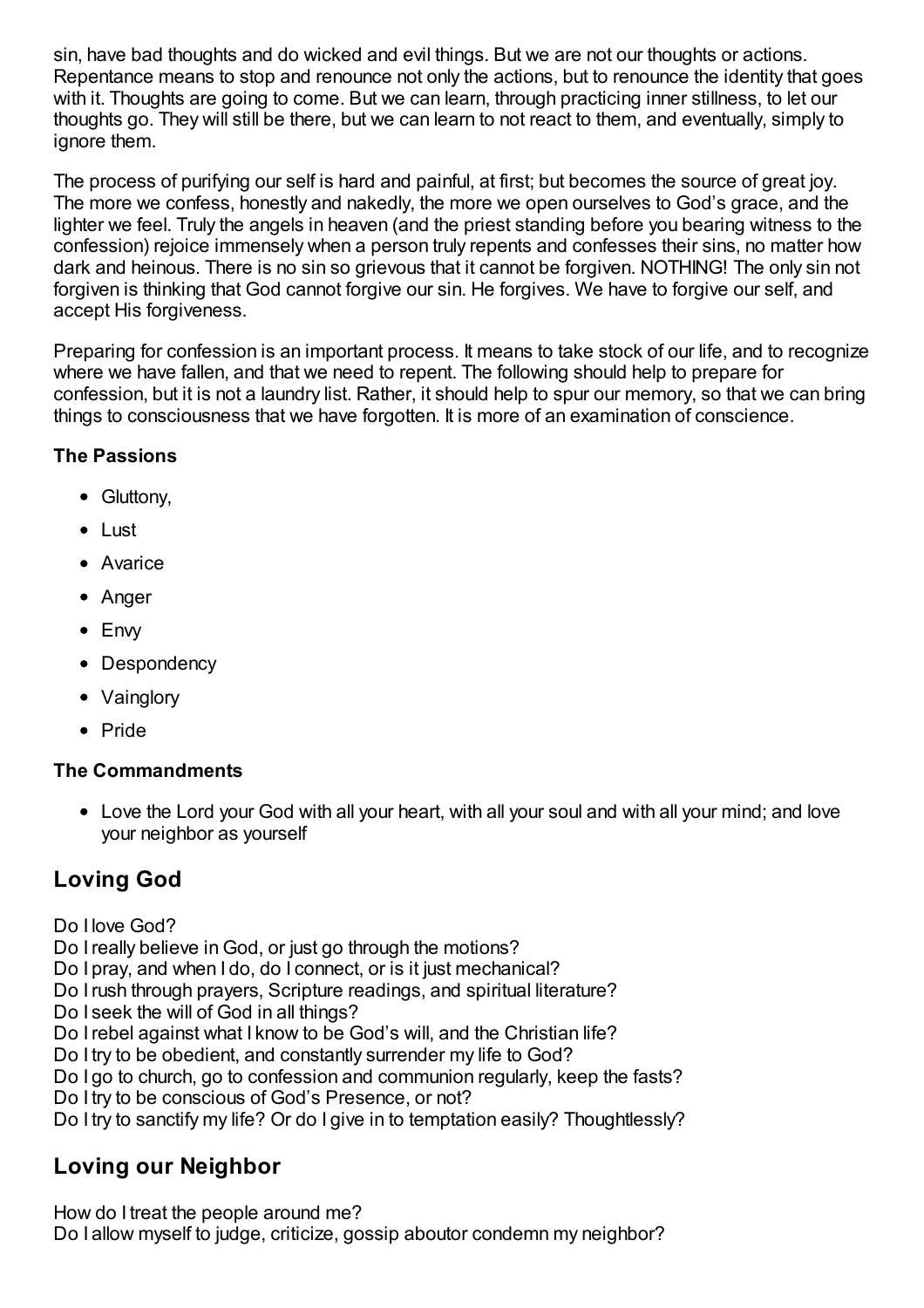sin, have bad thoughts and do wicked and evil things. But we are not our thoughts or actions. Repentance means to stop and renounce not only the actions, but to renounce the identity that goes with it. Thoughts are going to come. But we can learn, through practicing inner stillness, to let our thoughts go. They will still be there, but we can learn to not react to them, and eventually, simply to ignore them.

The process of purifying our self is hard and painful, at first; but becomes the source of great joy. The more we confess, honestly and nakedly, the more we open ourselves to God's grace, and the lighter we feel. Truly the angels in heaven (and the priest standing before you bearing witness to the confession) rejoice immensely when a person truly repents and confesses their sins, no matter how dark and heinous. There is no sin so grievous that it cannot be forgiven. NOTHING! The only sin not forgiven is thinking that God cannot forgive our sin. He forgives. We have to forgive our self, and accept His forgiveness.

Preparing for confession is an important process. It means to take stock of our life, and to recognize where we have fallen, and that we need to repent. The following should help to prepare for confession, but it is not a laundry list. Rather, it should help to spur our memory, so that we can bring things to consciousness that we have forgotten. It is more of an examination of conscience.

#### The Passions

- Gluttony,
- Lust
- Avarice
- Anger
- Envy
- Despondency
- Vainglory
- Pride

#### The Commandments

- Love the Lord your God with all your heart, with all your soul and with all your mind; and love your neighbor as yourself

## Loving God

Do I love God?
Do I really believe in God, or just go through the motions?
Do I pray, and when I do, do I connect, or is it just mechanical?
Do I rush through prayers, Scripture readings, and spiritual literature?
Do I seek the will of God in all things?
Do I rebel against what I know to be God's will, and the Christian life?
Do I try to be obedient, and constantly surrender my life to God?
Do I go to church, go to confession and communion regularly, keep the fasts?
Do I try to be conscious of God's Presence, or not?
Do I try to sanctify my life? Or do I give in to temptation easily? Thoughtlessly?

## Loving our Neighbor

How do I treat the people around me?
Do I allow myself to judge, criticize, gossip aboutor condemn my neighbor?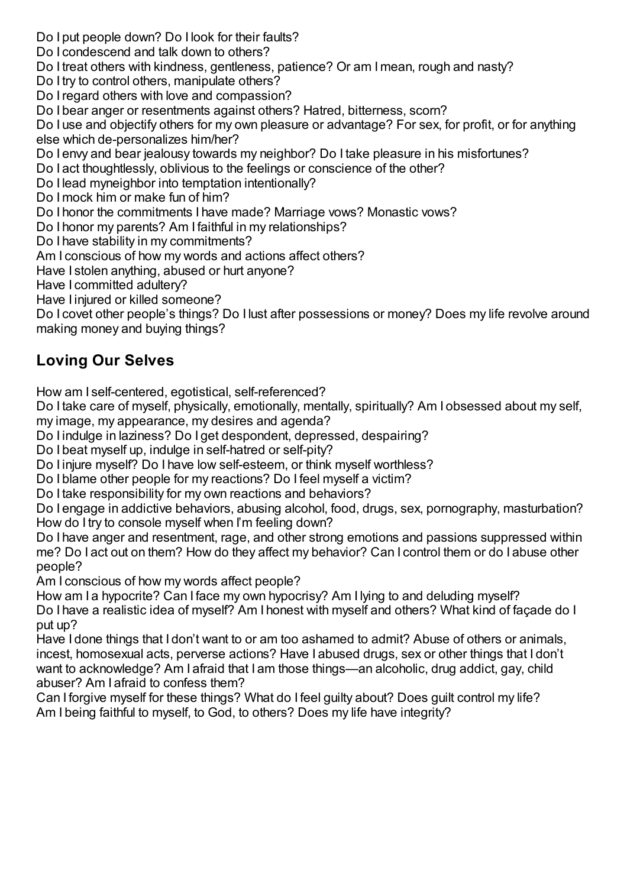Do I put people down? Do I look for their faults?
Do I condescend and talk down to others?
Do I treat others with kindness, gentleness, patience? Or am I mean, rough and nasty?
Do I try to control others, manipulate others?
Do I regard others with love and compassion?
Do I bear anger or resentments against others? Hatred, bitterness, scorn?
Do I use and objectify others for my own pleasure or advantage? For sex, for profit, or for anything else which de-personalizes him/her?
Do I envy and bear jealousy towards my neighbor? Do I take pleasure in his misfortunes?
Do I act thoughtlessly, oblivious to the feelings or conscience of the other?
Do I lead myneighbor into temptation intentionally?
Do I mock him or make fun of him?
Do I honor the commitments I have made? Marriage vows? Monastic vows?
Do I honor my parents? Am I faithful in my relationships?
Do I have stability in my commitments?
Am I conscious of how my words and actions affect others?
Have I stolen anything, abused or hurt anyone?
Have I committed adultery?
Have I injured or killed someone?
Do I covet other people's things? Do I lust after possessions or money? Does my life revolve around making money and buying things?

## Loving Our Selves

How am I self-centered, egotistical, self-referenced?
Do I take care of myself, physically, emotionally, mentally, spiritually? Am I obsessed about my self, my image, my appearance, my desires and agenda?
Do I indulge in laziness? Do I get despondent, depressed, despairing?
Do I beat myself up, indulge in self-hatred or self-pity?
Do I injure myself? Do I have low self-esteem, or think myself worthless?
Do I blame other people for my reactions? Do I feel myself a victim?
Do I take responsibility for my own reactions and behaviors?
Do I engage in addictive behaviors, abusing alcohol, food, drugs, sex, pornography, masturbation? How do I try to console myself when I'm feeling down?
Do I have anger and resentment, rage, and other strong emotions and passions suppressed within me? Do I act out on them? How do they affect my behavior? Can I control them or do I abuse other people?
Am I conscious of how my words affect people?
How am I a hypocrite? Can I face my own hypocrisy? Am I lying to and deluding myself?
Do I have a realistic idea of myself? Am I honest with myself and others? What kind of façade do I put up?
Have I done things that I don't want to or am too ashamed to admit? Abuse of others or animals, incest, homosexual acts, perverse actions? Have I abused drugs, sex or other things that I don't want to acknowledge? Am I afraid that I am those things—an alcoholic, drug addict, gay, child abuser? Am I afraid to confess them?
Can I forgive myself for these things? What do I feel guilty about? Does guilt control my life?
Am I being faithful to myself, to God, to others? Does my life have integrity?